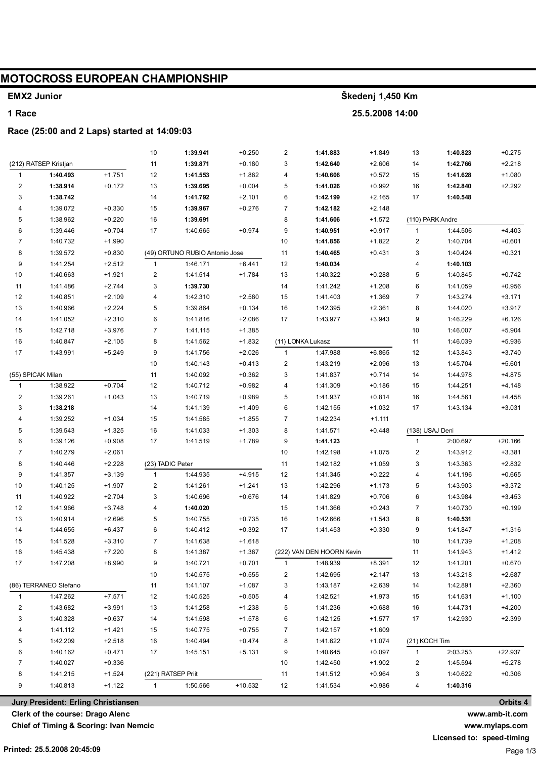# MOTOCROSS EUROPEAN CHAMPIONSHIP

**EMX2 Junior** — **Škedenj 1,450 Km**

**1 Race** — **25.5.2008 14:00**

**Race (25:00 and 2 Laps) started at 14:09:03**

### (212) RATSEP Kristjan

| Lap | Time | Gap |
|---|---|---|
| 1 | **1:40.493** | +1.751 |
| 2 | **1:38.914** | +0.172 |
| 3 | **1:38.742** | |
| 4 | 1:39.072 | +0.330 |
| 5 | 1:38.962 | +0.220 |
| 6 | 1:39.446 | +0.704 |
| 7 | 1:40.732 | +1.990 |
| 8 | 1:39.572 | +0.830 |
| 9 | 1:41.254 | +2.512 |
| 10 | 1:40.663 | +1.921 |
| 11 | 1:41.486 | +2.744 |
| 12 | 1:40.851 | +2.109 |
| 13 | 1:40.966 | +2.224 |
| 14 | 1:41.052 | +2.310 |
| 15 | 1:42.718 | +3.976 |
| 16 | 1:40.847 | +2.105 |
| 17 | 1:43.991 | +5.249 |

### (55) SPICAK Milan

| Lap | Time | Gap |
|---|---|---|
| 1 | 1:38.922 | +0.704 |
| 2 | 1:39.261 | +1.043 |
| 3 | **1:38.218** | |
| 4 | 1:39.252 | +1.034 |
| 5 | 1:39.543 | +1.325 |
| 6 | 1:39.126 | +0.908 |
| 7 | 1:40.279 | +2.061 |
| 8 | 1:40.446 | +2.228 |
| 9 | 1:41.357 | +3.139 |
| 10 | 1:40.125 | +1.907 |
| 11 | 1:40.922 | +2.704 |
| 12 | 1:41.966 | +3.748 |
| 13 | 1:40.914 | +2.696 |
| 14 | 1:44.655 | +6.437 |
| 15 | 1:41.528 | +3.310 |
| 16 | 1:45.438 | +7.220 |
| 17 | 1:47.208 | +8.990 |

### (86) TERRANEO Stefano

| Lap | Time | Gap |
|---|---|---|
| 1 | 1:47.262 | +7.571 |
| 2 | 1:43.682 | +3.991 |
| 3 | 1:40.328 | +0.637 |
| 4 | 1:41.112 | +1.421 |
| 5 | 1:42.209 | +2.518 |
| 6 | 1:40.162 | +0.471 |
| 7 | 1:40.027 | +0.336 |
| 8 | 1:41.215 | +1.524 |
| 9 | 1:40.813 | +1.122 |
| 10 | **1:39.941** | +0.250 |
| 11 | **1:39.871** | +0.180 |
| 12 | **1:41.553** | +1.862 |
| 13 | **1:39.695** | +0.004 |
| 14 | **1:41.792** | +2.101 |
| 15 | **1:39.967** | +0.276 |
| 16 | **1:39.691** | |
| 17 | 1:40.665 | +0.974 |

### (49) ORTUNO RUBIO Antonio Jose

| Lap | Time | Gap |
|---|---|---|
| 1 | 1:46.171 | +6.441 |
| 2 | 1:41.514 | +1.784 |
| 3 | **1:39.730** | |
| 4 | 1:42.310 | +2.580 |
| 5 | 1:39.864 | +0.134 |
| 6 | 1:41.816 | +2.086 |
| 7 | 1:41.115 | +1.385 |
| 8 | 1:41.562 | +1.832 |
| 9 | 1:41.756 | +2.026 |
| 10 | 1:40.143 | +0.413 |
| 11 | 1:40.092 | +0.362 |
| 12 | 1:40.712 | +0.982 |
| 13 | 1:40.719 | +0.989 |
| 14 | 1:41.139 | +1.409 |
| 15 | 1:41.585 | +1.855 |
| 16 | 1:41.033 | +1.303 |
| 17 | 1:41.519 | +1.789 |

### (23) TADIC Peter

| Lap | Time | Gap |
|---|---|---|
| 1 | 1:44.935 | +4.915 |
| 2 | 1:41.261 | +1.241 |
| 3 | 1:40.696 | +0.676 |
| 4 | **1:40.020** | |
| 5 | 1:40.755 | +0.735 |
| 6 | 1:40.412 | +0.392 |
| 7 | 1:41.638 | +1.618 |
| 8 | 1:41.387 | +1.367 |
| 9 | 1:40.721 | +0.701 |
| 10 | 1:40.575 | +0.555 |
| 11 | 1:41.107 | +1.087 |
| 12 | 1:40.525 | +0.505 |
| 13 | 1:41.258 | +1.238 |
| 14 | 1:41.598 | +1.578 |
| 15 | 1:40.775 | +0.755 |
| 16 | 1:40.494 | +0.474 |
| 17 | 1:45.151 | +5.131 |

### (221) RATSEP Priit

| Lap | Time | Gap |
|---|---|---|
| 1 | 1:50.566 | +10.532 |
| 2 | **1:41.883** | +1.849 |
| 3 | **1:42.640** | +2.606 |
| 4 | **1:40.606** | +0.572 |
| 5 | **1:41.026** | +0.992 |
| 6 | **1:42.199** | +2.165 |
| 7 | **1:42.182** | +2.148 |
| 8 | **1:41.606** | +1.572 |
| 9 | **1:40.951** | +0.917 |
| 10 | **1:41.856** | +1.822 |
| 11 | **1:40.465** | +0.431 |
| 12 | **1:40.034** | |
| 13 | 1:40.322 | +0.288 |
| 14 | 1:41.242 | +1.208 |
| 15 | 1:41.403 | +1.369 |
| 16 | 1:42.395 | +2.361 |
| 17 | 1:43.977 | +3.943 |

### (11) LONKA Lukasz

| Lap | Time | Gap |
|---|---|---|
| 1 | 1:47.988 | +6.865 |
| 2 | 1:43.219 | +2.096 |
| 3 | 1:41.837 | +0.714 |
| 4 | 1:41.309 | +0.186 |
| 5 | 1:41.937 | +0.814 |
| 6 | 1:42.155 | +1.032 |
| 7 | 1:42.234 | +1.111 |
| 8 | 1:41.571 | +0.448 |
| 9 | **1:41.123** | |
| 10 | 1:42.198 | +1.075 |
| 11 | 1:42.182 | +1.059 |
| 12 | 1:41.345 | +0.222 |
| 13 | 1:42.296 | +1.173 |
| 14 | 1:41.829 | +0.706 |
| 15 | 1:41.366 | +0.243 |
| 16 | 1:42.666 | +1.543 |
| 17 | 1:41.453 | +0.330 |

### (222) VAN DEN HOORN Kevin

| Lap | Time | Gap |
|---|---|---|
| 1 | 1:48.939 | +8.391 |
| 2 | 1:42.695 | +2.147 |
| 3 | 1:43.187 | +2.639 |
| 4 | 1:42.521 | +1.973 |
| 5 | 1:41.236 | +0.688 |
| 6 | 1:42.125 | +1.577 |
| 7 | 1:42.157 | +1.609 |
| 8 | 1:41.622 | +1.074 |
| 9 | 1:40.645 | +0.097 |
| 10 | 1:42.450 | +1.902 |
| 11 | 1:41.512 | +0.964 |
| 12 | 1:41.534 | +0.986 |
| 13 | **1:40.823** | +0.275 |
| 14 | **1:42.766** | +2.218 |
| 15 | **1:41.628** | +1.080 |
| 16 | **1:42.840** | +2.292 |
| 17 | **1:40.548** | |

### (110) PARK Andre

| Lap | Time | Gap |
|---|---|---|
| 1 | 1:44.506 | +4.403 |
| 2 | 1:40.704 | +0.601 |
| 3 | 1:40.424 | +0.321 |
| 4 | **1:40.103** | |
| 5 | 1:40.845 | +0.742 |
| 6 | 1:41.059 | +0.956 |
| 7 | 1:43.274 | +3.171 |
| 8 | 1:44.020 | +3.917 |
| 9 | 1:46.229 | +6.126 |
| 10 | 1:46.007 | +5.904 |
| 11 | 1:46.039 | +5.936 |
| 12 | 1:43.843 | +3.740 |
| 13 | 1:45.704 | +5.601 |
| 14 | 1:44.978 | +4.875 |
| 15 | 1:44.251 | +4.148 |
| 16 | 1:44.561 | +4.458 |
| 17 | 1:43.134 | +3.031 |

### (138) USAJ Deni

| Lap | Time | Gap |
|---|---|---|
| 1 | 2:00.697 | +20.166 |
| 2 | 1:43.912 | +3.381 |
| 3 | 1:43.363 | +2.832 |
| 4 | 1:41.196 | +0.665 |
| 5 | 1:43.903 | +3.372 |
| 6 | 1:43.984 | +3.453 |
| 7 | 1:40.730 | +0.199 |
| 8 | **1:40.531** | |
| 9 | 1:41.847 | +1.316 |
| 10 | 1:41.739 | +1.208 |
| 11 | 1:41.943 | +1.412 |
| 12 | 1:41.201 | +0.670 |
| 13 | 1:43.218 | +2.687 |
| 14 | 1:42.891 | +2.360 |
| 15 | 1:41.631 | +1.100 |
| 16 | 1:44.731 | +4.200 |
| 17 | 1:42.930 | +2.399 |

### (21) KOCH Tim

| Lap | Time | Gap |
|---|---|---|
| 1 | 2:03.253 | +22.937 |
| 2 | 1:45.594 | +5.278 |
| 3 | 1:40.622 | +0.306 |
| 4 | **1:40.316** | |

**Jury President: Erling Christiansen**
**Clerk of the course: Drago Alenc**
**Chief of Timing & Scoring: Ivan Nemcic**

**Orbits 4**
**www.amb-it.com**
**www.mylaps.com**
**Licensed to: speed-timing**

**Printed: 25.5.2008 20:45:09**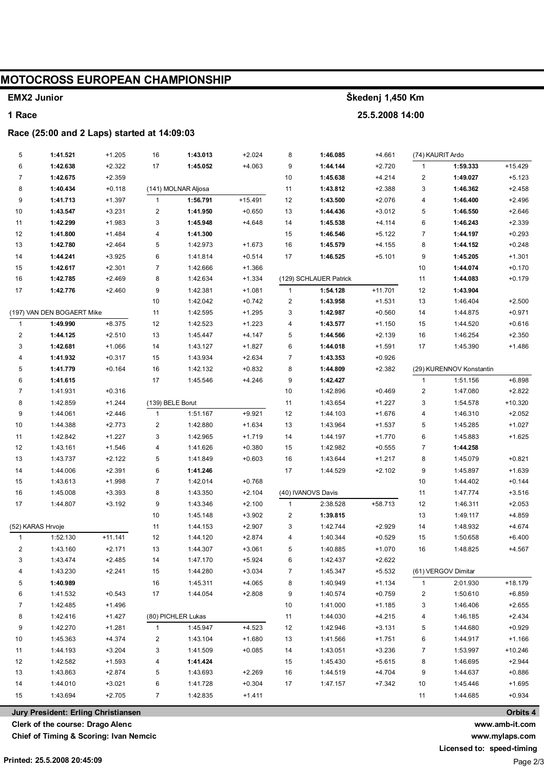# MOTOCROSS EUROPEAN CHAMPIONSHIP

**EMX2 Junior** — **Škedenj 1,450 Km**

**1 Race** — **25.5.2008 14:00**

**Race (25:00 and 2 Laps) started at 14:09:03**

(continued from previous rider)

| Lap | Time | Diff |
|---|---|---|
| 5 | **1:41.521** | +1.205 |
| 6 | **1:42.638** | +2.322 |
| 7 | **1:42.675** | +2.359 |
| 8 | **1:40.434** | +0.118 |
| 9 | **1:41.713** | +1.397 |
| 10 | **1:43.547** | +3.231 |
| 11 | **1:42.299** | +1.983 |
| 12 | **1:41.800** | +1.484 |
| 13 | **1:42.780** | +2.464 |
| 14 | **1:44.241** | +3.925 |
| 15 | **1:42.617** | +2.301 |
| 16 | **1:42.785** | +2.469 |
| 17 | **1:42.776** | +2.460 |

(197) VAN DEN BOGAERT Mike

| Lap | Time | Diff |
|---|---|---|
| 1 | **1:49.990** | +8.375 |
| 2 | **1:44.125** | +2.510 |
| 3 | **1:42.681** | +1.066 |
| 4 | **1:41.932** | +0.317 |
| 5 | **1:41.779** | +0.164 |
| 6 | **1:41.615** | |
| 7 | 1:41.931 | +0.316 |
| 8 | 1:42.859 | +1.244 |
| 9 | 1:44.061 | +2.446 |
| 10 | 1:44.388 | +2.773 |
| 11 | 1:42.842 | +1.227 |
| 12 | 1:43.161 | +1.546 |
| 13 | 1:43.737 | +2.122 |
| 14 | 1:44.006 | +2.391 |
| 15 | 1:43.613 | +1.998 |
| 16 | 1:45.008 | +3.393 |
| 17 | 1:44.807 | +3.192 |

(52) KARAS Hrvoje

| Lap | Time | Diff |
|---|---|---|
| 1 | 1:52.130 | +11.141 |
| 2 | 1:43.160 | +2.171 |
| 3 | 1:43.474 | +2.485 |
| 4 | 1:43.230 | +2.241 |
| 5 | **1:40.989** | |
| 6 | 1:41.532 | +0.543 |
| 7 | 1:42.485 | +1.496 |
| 8 | 1:42.416 | +1.427 |
| 9 | 1:42.270 | +1.281 |
| 10 | 1:45.363 | +4.374 |
| 11 | 1:44.193 | +3.204 |
| 12 | 1:42.582 | +1.593 |
| 13 | 1:43.863 | +2.874 |
| 14 | 1:44.010 | +3.021 |
| 15 | 1:43.694 | +2.705 |
| 16 | **1:43.013** | +2.024 |
| 17 | **1:45.052** | +4.063 |

(141) MOLNAR Aljosa

| Lap | Time | Diff |
|---|---|---|
| 1 | **1:56.791** | +15.491 |
| 2 | **1:41.950** | +0.650 |
| 3 | **1:45.948** | +4.648 |
| 4 | **1:41.300** | |
| 5 | 1:42.973 | +1.673 |
| 6 | 1:41.814 | +0.514 |
| 7 | 1:42.666 | +1.366 |
| 8 | 1:42.634 | +1.334 |
| 9 | 1:42.381 | +1.081 |
| 10 | 1:42.042 | +0.742 |
| 11 | 1:42.595 | +1.295 |
| 12 | 1:42.523 | +1.223 |
| 13 | 1:45.447 | +4.147 |
| 14 | 1:43.127 | +1.827 |
| 15 | 1:43.934 | +2.634 |
| 16 | 1:42.132 | +0.832 |
| 17 | 1:45.546 | +4.246 |

(139) BELE Borut

| Lap | Time | Diff |
|---|---|---|
| 1 | 1:51.167 | +9.921 |
| 2 | 1:42.880 | +1.634 |
| 3 | 1:42.965 | +1.719 |
| 4 | 1:41.626 | +0.380 |
| 5 | 1:41.849 | +0.603 |
| 6 | **1:41.246** | |
| 7 | 1:42.014 | +0.768 |
| 8 | 1:43.350 | +2.104 |
| 9 | 1:43.346 | +2.100 |
| 10 | 1:45.148 | +3.902 |
| 11 | 1:44.153 | +2.907 |
| 12 | 1:44.120 | +2.874 |
| 13 | 1:44.307 | +3.061 |
| 14 | 1:47.170 | +5.924 |
| 15 | 1:44.280 | +3.034 |
| 16 | 1:45.311 | +4.065 |
| 17 | 1:44.054 | +2.808 |

(80) PICHLER Lukas

| Lap | Time | Diff |
|---|---|---|
| 1 | 1:45.947 | +4.523 |
| 2 | 1:43.104 | +1.680 |
| 3 | 1:41.509 | +0.085 |
| 4 | **1:41.424** | |
| 5 | 1:43.693 | +2.269 |
| 6 | 1:41.728 | +0.304 |
| 7 | 1:42.835 | +1.411 |
| 8 | **1:46.085** | +4.661 |
| 9 | **1:44.144** | +2.720 |
| 10 | **1:45.638** | +4.214 |
| 11 | **1:43.812** | +2.388 |
| 12 | **1:43.500** | +2.076 |
| 13 | **1:44.436** | +3.012 |
| 14 | **1:45.538** | +4.114 |
| 15 | **1:46.546** | +5.122 |
| 16 | **1:45.579** | +4.155 |
| 17 | **1:46.525** | +5.101 |

(129) SCHLAUER Patrick

| Lap | Time | Diff |
|---|---|---|
| 1 | **1:54.128** | +11.701 |
| 2 | **1:43.958** | +1.531 |
| 3 | **1:42.987** | +0.560 |
| 4 | **1:43.577** | +1.150 |
| 5 | **1:44.566** | +2.139 |
| 6 | **1:44.018** | +1.591 |
| 7 | **1:43.353** | +0.926 |
| 8 | **1:44.809** | +2.382 |
| 9 | **1:42.427** | |
| 10 | 1:42.896 | +0.469 |
| 11 | 1:43.654 | +1.227 |
| 12 | 1:44.103 | +1.676 |
| 13 | 1:43.964 | +1.537 |
| 14 | 1:44.197 | +1.770 |
| 15 | 1:42.982 | +0.555 |
| 16 | 1:43.644 | +1.217 |
| 17 | 1:44.529 | +2.102 |

(40) IVANOVS Davis

| Lap | Time | Diff |
|---|---|---|
| 1 | 2:38.528 | +58.713 |
| 2 | **1:39.815** | |
| 3 | 1:42.744 | +2.929 |
| 4 | 1:40.344 | +0.529 |
| 5 | 1:40.885 | +1.070 |
| 6 | 1:42.437 | +2.622 |
| 7 | 1:45.347 | +5.532 |
| 8 | 1:40.949 | +1.134 |
| 9 | 1:40.574 | +0.759 |
| 10 | 1:41.000 | +1.185 |
| 11 | 1:44.030 | +4.215 |
| 12 | 1:42.946 | +3.131 |
| 13 | 1:41.566 | +1.751 |
| 14 | 1:43.051 | +3.236 |
| 15 | 1:45.430 | +5.615 |
| 16 | 1:44.519 | +4.704 |
| 17 | 1:47.157 | +7.342 |

(74) KAURIT Ardo

| Lap | Time | Diff |
|---|---|---|
| 1 | **1:59.333** | +15.429 |
| 2 | **1:49.027** | +5.123 |
| 3 | **1:46.362** | +2.458 |
| 4 | **1:46.400** | +2.496 |
| 5 | **1:46.550** | +2.646 |
| 6 | **1:46.243** | +2.339 |
| 7 | **1:44.197** | +0.293 |
| 8 | **1:44.152** | +0.248 |
| 9 | **1:45.205** | +1.301 |
| 10 | **1:44.074** | +0.170 |
| 11 | **1:44.083** | +0.179 |
| 12 | **1:43.904** | |
| 13 | 1:46.404 | +2.500 |
| 14 | 1:44.875 | +0.971 |
| 15 | 1:44.520 | +0.616 |
| 16 | 1:46.254 | +2.350 |
| 17 | 1:45.390 | +1.486 |

(29) KURENNOV Konstantin

| Lap | Time | Diff |
|---|---|---|
| 1 | 1:51.156 | +6.898 |
| 2 | 1:47.080 | +2.822 |
| 3 | 1:54.578 | +10.320 |
| 4 | 1:46.310 | +2.052 |
| 5 | 1:45.285 | +1.027 |
| 6 | 1:45.883 | +1.625 |
| 7 | **1:44.258** | |
| 8 | 1:45.079 | +0.821 |
| 9 | 1:45.897 | +1.639 |
| 10 | 1:44.402 | +0.144 |
| 11 | 1:47.774 | +3.516 |
| 12 | 1:46.311 | +2.053 |
| 13 | 1:49.117 | +4.859 |
| 14 | 1:48.932 | +4.674 |
| 15 | 1:50.658 | +6.400 |
| 16 | 1:48.825 | +4.567 |

(61) VERGOV Dimitar

| Lap | Time | Diff |
|---|---|---|
| 1 | 2:01.930 | +18.179 |
| 2 | 1:50.610 | +6.859 |
| 3 | 1:46.406 | +2.655 |
| 4 | 1:46.185 | +2.434 |
| 5 | 1:44.680 | +0.929 |
| 6 | 1:44.917 | +1.166 |
| 7 | 1:53.997 | +10.246 |
| 8 | 1:46.695 | +2.944 |
| 9 | 1:44.637 | +0.886 |
| 10 | 1:45.446 | +1.695 |
| 11 | 1:44.685 | +0.934 |

**Jury President: Erling Christiansen**
**Clerk of the course: Drago Alenc**
**Chief of Timing & Scoring: Ivan Nemcic**

**Orbits 4**
**www.amb-it.com**
**www.mylaps.com**
**Licensed to: speed-timing**

**Printed: 25.5.2008 20:45:09**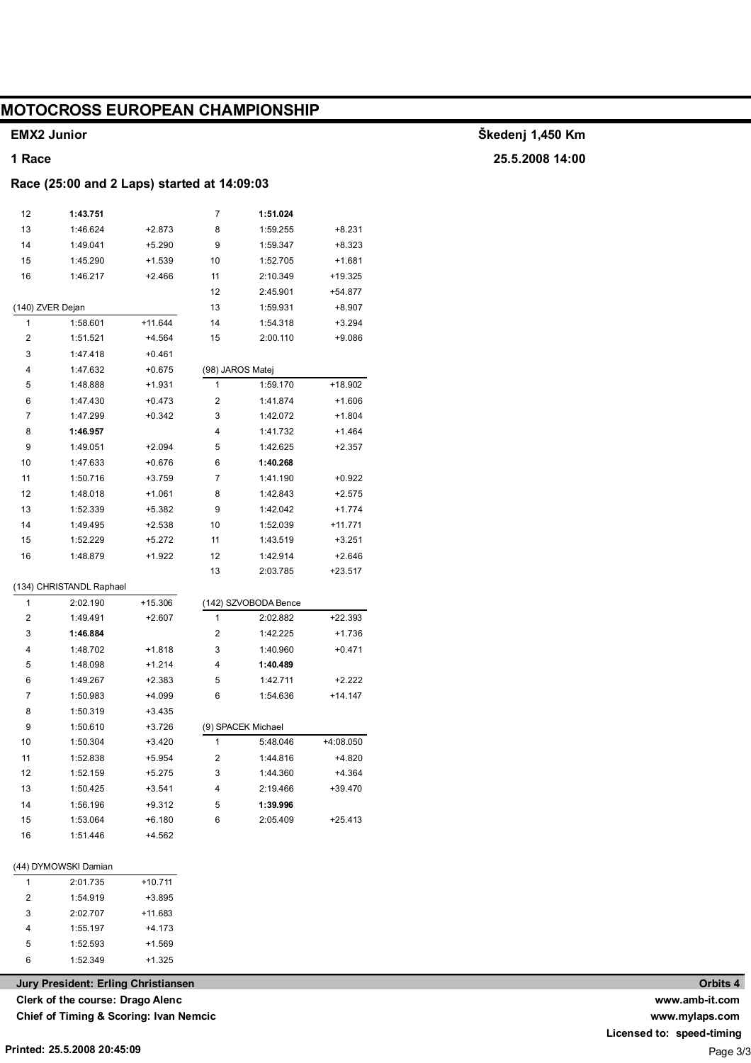# MOTOCROSS EUROPEAN CHAMPIONSHIP

**EMX2 Junior** — **Škedenj 1,450 Km**

**1 Race** — **25.5.2008 14:00**

**Race (25:00 and 2 Laps) started at 14:09:03**

(continued from previous rider)

| | | |
|---|---|---|
| 12 | **1:43.751** | |
| 13 | 1:46.624 | +2.873 |
| 14 | 1:49.041 | +5.290 |
| 15 | 1:45.290 | +1.539 |
| 16 | 1:46.217 | +2.466 |

(140) ZVER Dejan

| | | |
|---|---|---|
| 1 | 1:58.601 | +11.644 |
| 2 | 1:51.521 | +4.564 |
| 3 | 1:47.418 | +0.461 |
| 4 | 1:47.632 | +0.675 |
| 5 | 1:48.888 | +1.931 |
| 6 | 1:47.430 | +0.473 |
| 7 | 1:47.299 | +0.342 |
| 8 | **1:46.957** | |
| 9 | 1:49.051 | +2.094 |
| 10 | 1:47.633 | +0.676 |
| 11 | 1:50.716 | +3.759 |
| 12 | 1:48.018 | +1.061 |
| 13 | 1:52.339 | +5.382 |
| 14 | 1:49.495 | +2.538 |
| 15 | 1:52.229 | +5.272 |
| 16 | 1:48.879 | +1.922 |

(134) CHRISTANDL Raphael

| | | |
|---|---|---|
| 1 | 2:02.190 | +15.306 |
| 2 | 1:49.491 | +2.607 |
| 3 | **1:46.884** | |
| 4 | 1:48.702 | +1.818 |
| 5 | 1:48.098 | +1.214 |
| 6 | 1:49.267 | +2.383 |
| 7 | 1:50.983 | +4.099 |
| 8 | 1:50.319 | +3.435 |
| 9 | 1:50.610 | +3.726 |
| 10 | 1:50.304 | +3.420 |
| 11 | 1:52.838 | +5.954 |
| 12 | 1:52.159 | +5.275 |
| 13 | 1:50.425 | +3.541 |
| 14 | 1:56.196 | +9.312 |
| 15 | 1:53.064 | +6.180 |
| 16 | 1:51.446 | +4.562 |

(44) DYMOWSKI Damian

| | | |
|---|---|---|
| 1 | 2:01.735 | +10.711 |
| 2 | 1:54.919 | +3.895 |
| 3 | 2:02.707 | +11.683 |
| 4 | 1:55.197 | +4.173 |
| 5 | 1:52.593 | +1.569 |
| 6 | 1:52.349 | +1.325 |

(continued from previous rider)

| | | |
|---|---|---|
| 7 | **1:51.024** | |
| 8 | 1:59.255 | +8.231 |
| 9 | 1:59.347 | +8.323 |
| 10 | 1:52.705 | +1.681 |
| 11 | 2:10.349 | +19.325 |
| 12 | 2:45.901 | +54.877 |
| 13 | 1:59.931 | +8.907 |
| 14 | 1:54.318 | +3.294 |
| 15 | 2:00.110 | +9.086 |

(98) JAROS Matej

| | | |
|---|---|---|
| 1 | 1:59.170 | +18.902 |
| 2 | 1:41.874 | +1.606 |
| 3 | 1:42.072 | +1.804 |
| 4 | 1:41.732 | +1.464 |
| 5 | 1:42.625 | +2.357 |
| 6 | **1:40.268** | |
| 7 | 1:41.190 | +0.922 |
| 8 | 1:42.843 | +2.575 |
| 9 | 1:42.042 | +1.774 |
| 10 | 1:52.039 | +11.771 |
| 11 | 1:43.519 | +3.251 |
| 12 | 1:42.914 | +2.646 |
| 13 | 2:03.785 | +23.517 |

(142) SZVOBODA Bence

| | | |
|---|---|---|
| 1 | 2:02.882 | +22.393 |
| 2 | 1:42.225 | +1.736 |
| 3 | 1:40.960 | +0.471 |
| 4 | **1:40.489** | |
| 5 | 1:42.711 | +2.222 |
| 6 | 1:54.636 | +14.147 |

(9) SPACEK Michael

| | | |
|---|---|---|
| 1 | 5:48.046 | +4:08.050 |
| 2 | 1:44.816 | +4.820 |
| 3 | 1:44.360 | +4.364 |
| 4 | 2:19.466 | +39.470 |
| 5 | **1:39.996** | |
| 6 | 2:05.409 | +25.413 |

**Jury President: Erling Christiansen**
**Clerk of the course: Drago Alenc**
**Chief of Timing & Scoring: Ivan Nemcic**

**Orbits 4**
**www.amb-it.com**
**www.mylaps.com**
**Licensed to: speed-timing**

**Printed: 25.5.2008 20:45:09**